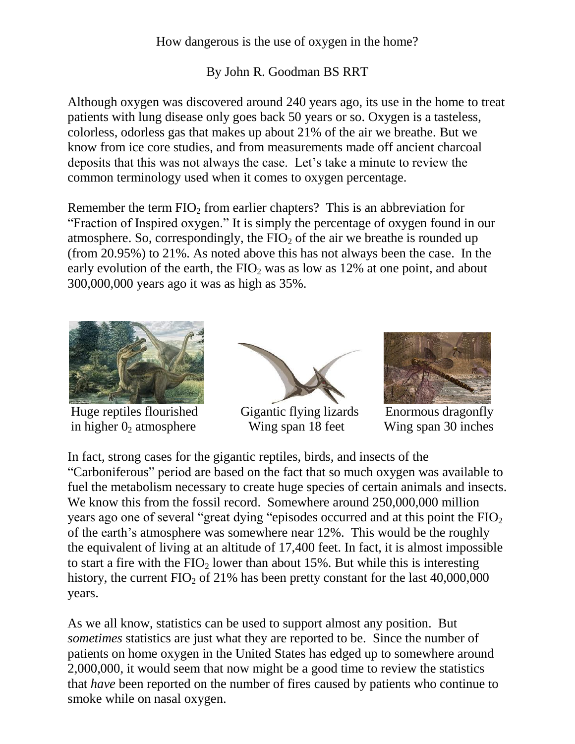# How dangerous is the use of oxygen in the home?

By John R. Goodman BS RRT

Although oxygen was discovered around 240 years ago, its use in the home to treat patients with lung disease only goes back 50 years or so. Oxygen is a tasteless, colorless, odorless gas that makes up about 21% of the air we breathe. But we know from ice core studies, and from measurements made off ancient charcoal deposits that this was not always the case. Let's take a minute to review the common terminology used when it comes to oxygen percentage.

Remember the term $FIO_2$ from earlier chapters? This is an abbreviation for "Fraction of Inspired oxygen." It is simply the percentage of oxygen found in our atmosphere. So, correspondingly, the $FIO_2$ of the air we breathe is rounded up (from 20.95%) to 21%. As noted above this has not always been the case. In the early evolution of the earth, the $FIO_2$ was as low as 12% at one point, and about 300,000,000 years ago it was as high as 35%.

Huge reptiles flourished in higher $0_2$ atmosphere

Gigantic flying lizards Wing span 18 feet

Enormous dragonfly Wing span 30 inches

In fact, strong cases for the gigantic reptiles, birds, and insects of the "Carboniferous" period are based on the fact that so much oxygen was available to fuel the metabolism necessary to create huge species of certain animals and insects. We know this from the fossil record. Somewhere around 250,000,000 million years ago one of several "great dying "episodes occurred and at this point the $FIO_2$ of the earth's atmosphere was somewhere near 12%. This would be the roughly the equivalent of living at an altitude of 17,400 feet. In fact, it is almost impossible to start a fire with the $FIO_2$ lower than about 15%. But while this is interesting history, the current $FIO_2$ of 21% has been pretty constant for the last 40,000,000 years.

As we all know, statistics can be used to support almost any position. But *sometimes* statistics are just what they are reported to be. Since the number of patients on home oxygen in the United States has edged up to somewhere around 2,000,000, it would seem that now might be a good time to review the statistics that *have* been reported on the number of fires caused by patients who continue to smoke while on nasal oxygen.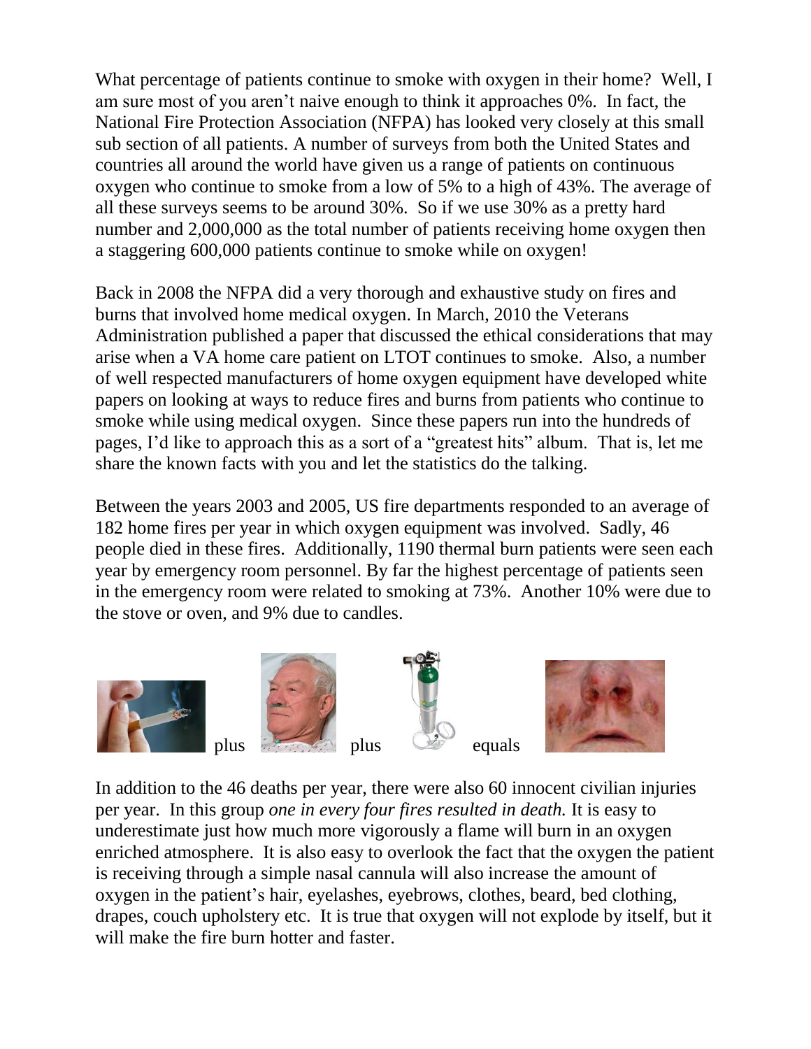What percentage of patients continue to smoke with oxygen in their home? Well, I am sure most of you aren't naive enough to think it approaches 0%. In fact, the National Fire Protection Association (NFPA) has looked very closely at this small sub section of all patients. A number of surveys from both the United States and countries all around the world have given us a range of patients on continuous oxygen who continue to smoke from a low of 5% to a high of 43%. The average of all these surveys seems to be around 30%. So if we use 30% as a pretty hard number and 2,000,000 as the total number of patients receiving home oxygen then a staggering 600,000 patients continue to smoke while on oxygen!

Back in 2008 the NFPA did a very thorough and exhaustive study on fires and burns that involved home medical oxygen. In March, 2010 the Veterans Administration published a paper that discussed the ethical considerations that may arise when a VA home care patient on LTOT continues to smoke. Also, a number of well respected manufacturers of home oxygen equipment have developed white papers on looking at ways to reduce fires and burns from patients who continue to smoke while using medical oxygen. Since these papers run into the hundreds of pages, I'd like to approach this as a sort of a "greatest hits" album. That is, let me share the known facts with you and let the statistics do the talking.

Between the years 2003 and 2005, US fire departments responded to an average of 182 home fires per year in which oxygen equipment was involved. Sadly, 46 people died in these fires. Additionally, 1190 thermal burn patients were seen each year by emergency room personnel. By far the highest percentage of patients seen in the emergency room were related to smoking at 73%. Another 10% were due to the stove or oven, and 9% due to candles.

plus plus equals

In addition to the 46 deaths per year, there were also 60 innocent civilian injuries per year. In this group *one in every four fires resulted in death.* It is easy to underestimate just how much more vigorously a flame will burn in an oxygen enriched atmosphere. It is also easy to overlook the fact that the oxygen the patient is receiving through a simple nasal cannula will also increase the amount of oxygen in the patient's hair, eyelashes, eyebrows, clothes, beard, bed clothing, drapes, couch upholstery etc. It is true that oxygen will not explode by itself, but it will make the fire burn hotter and faster.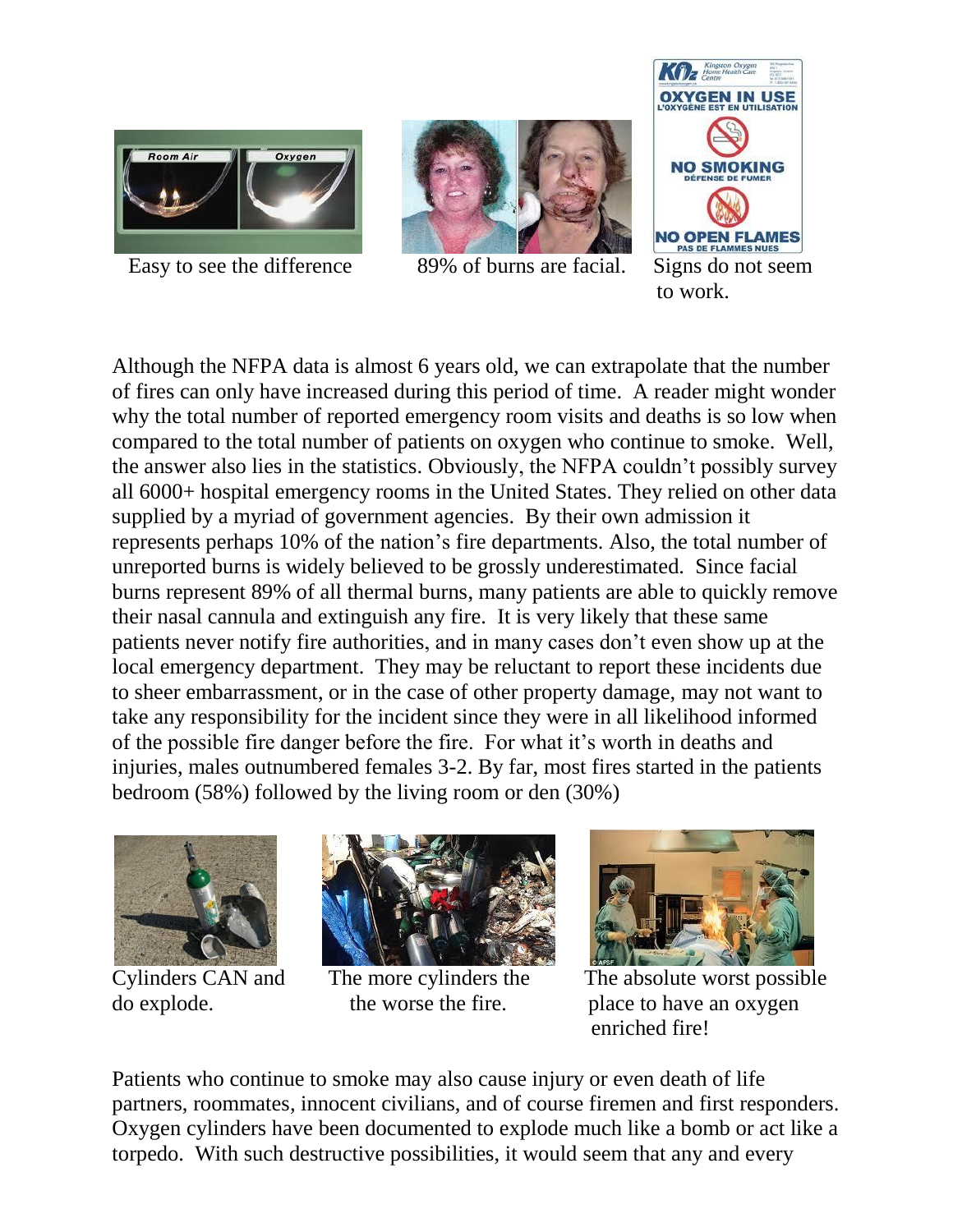Easy to see the difference

89% of burns are facial.

Signs do not seem to work.

Although the NFPA data is almost 6 years old, we can extrapolate that the number of fires can only have increased during this period of time. A reader might wonder why the total number of reported emergency room visits and deaths is so low when compared to the total number of patients on oxygen who continue to smoke. Well, the answer also lies in the statistics. Obviously, the NFPA couldn't possibly survey all 6000+ hospital emergency rooms in the United States. They relied on other data supplied by a myriad of government agencies. By their own admission it represents perhaps 10% of the nation's fire departments. Also, the total number of unreported burns is widely believed to be grossly underestimated. Since facial burns represent 89% of all thermal burns, many patients are able to quickly remove their nasal cannula and extinguish any fire. It is very likely that these same patients never notify fire authorities, and in many cases don't even show up at the local emergency department. They may be reluctant to report these incidents due to sheer embarrassment, or in the case of other property damage, may not want to take any responsibility for the incident since they were in all likelihood informed of the possible fire danger before the fire. For what it's worth in deaths and injuries, males outnumbered females 3-2. By far, most fires started in the patients bedroom (58%) followed by the living room or den (30%)

Cylinders CAN and do explode.

The more cylinders the the worse the fire.

The absolute worst possible place to have an oxygen enriched fire!

Patients who continue to smoke may also cause injury or even death of life partners, roommates, innocent civilians, and of course firemen and first responders. Oxygen cylinders have been documented to explode much like a bomb or act like a torpedo. With such destructive possibilities, it would seem that any and every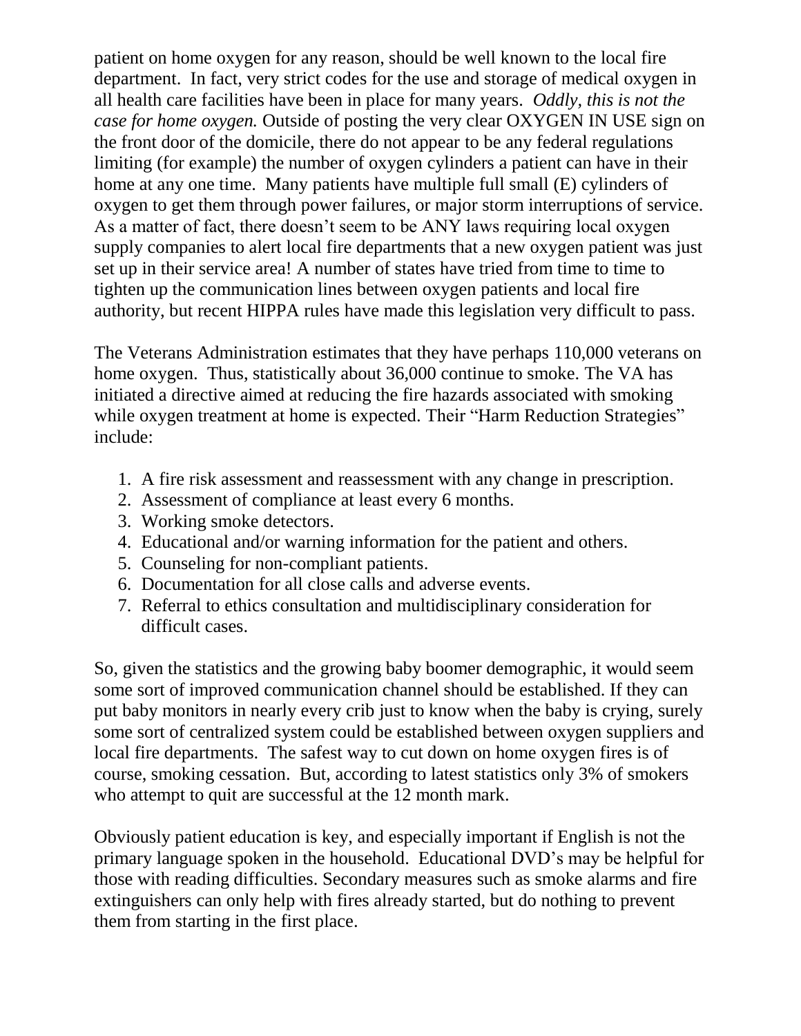patient on home oxygen for any reason, should be well known to the local fire department. In fact, very strict codes for the use and storage of medical oxygen in all health care facilities have been in place for many years. *Oddly, this is not the case for home oxygen.* Outside of posting the very clear OXYGEN IN USE sign on the front door of the domicile, there do not appear to be any federal regulations limiting (for example) the number of oxygen cylinders a patient can have in their home at any one time. Many patients have multiple full small (E) cylinders of oxygen to get them through power failures, or major storm interruptions of service. As a matter of fact, there doesn't seem to be ANY laws requiring local oxygen supply companies to alert local fire departments that a new oxygen patient was just set up in their service area! A number of states have tried from time to time to tighten up the communication lines between oxygen patients and local fire authority, but recent HIPPA rules have made this legislation very difficult to pass.

The Veterans Administration estimates that they have perhaps 110,000 veterans on home oxygen. Thus, statistically about 36,000 continue to smoke. The VA has initiated a directive aimed at reducing the fire hazards associated with smoking while oxygen treatment at home is expected. Their "Harm Reduction Strategies" include:

1. A fire risk assessment and reassessment with any change in prescription.
2. Assessment of compliance at least every 6 months.
3. Working smoke detectors.
4. Educational and/or warning information for the patient and others.
5. Counseling for non-compliant patients.
6. Documentation for all close calls and adverse events.
7. Referral to ethics consultation and multidisciplinary consideration for difficult cases.

So, given the statistics and the growing baby boomer demographic, it would seem some sort of improved communication channel should be established. If they can put baby monitors in nearly every crib just to know when the baby is crying, surely some sort of centralized system could be established between oxygen suppliers and local fire departments. The safest way to cut down on home oxygen fires is of course, smoking cessation. But, according to latest statistics only 3% of smokers who attempt to quit are successful at the 12 month mark.

Obviously patient education is key, and especially important if English is not the primary language spoken in the household. Educational DVD's may be helpful for those with reading difficulties. Secondary measures such as smoke alarms and fire extinguishers can only help with fires already started, but do nothing to prevent them from starting in the first place.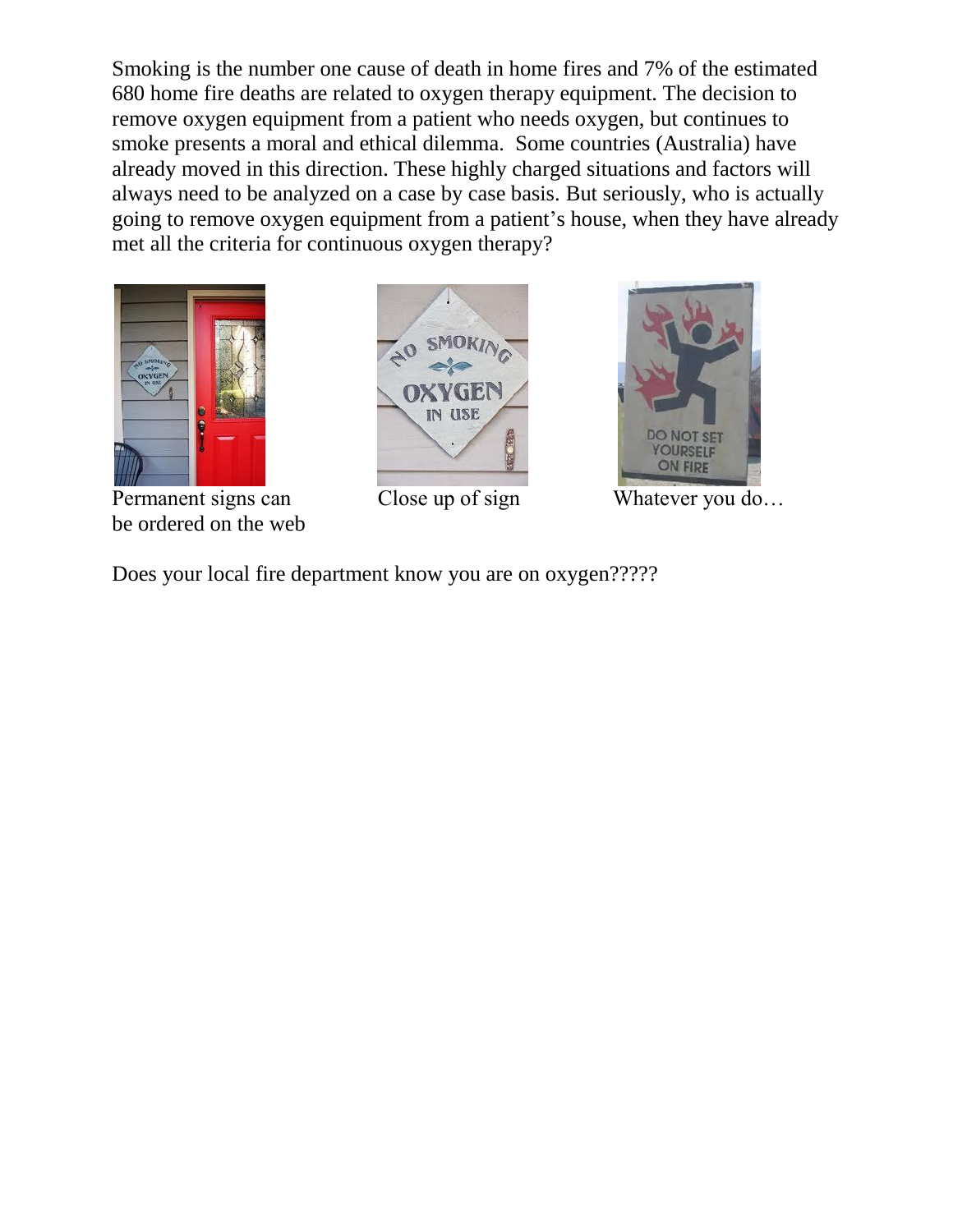Smoking is the number one cause of death in home fires and 7% of the estimated 680 home fire deaths are related to oxygen therapy equipment. The decision to remove oxygen equipment from a patient who needs oxygen, but continues to smoke presents a moral and ethical dilemma. Some countries (Australia) have already moved in this direction. These highly charged situations and factors will always need to be analyzed on a case by case basis. But seriously, who is actually going to remove oxygen equipment from a patient's house, when they have already met all the criteria for continuous oxygen therapy?

Permanent signs can be ordered on the web

Close up of sign

Whatever you do…

Does your local fire department know you are on oxygen?????